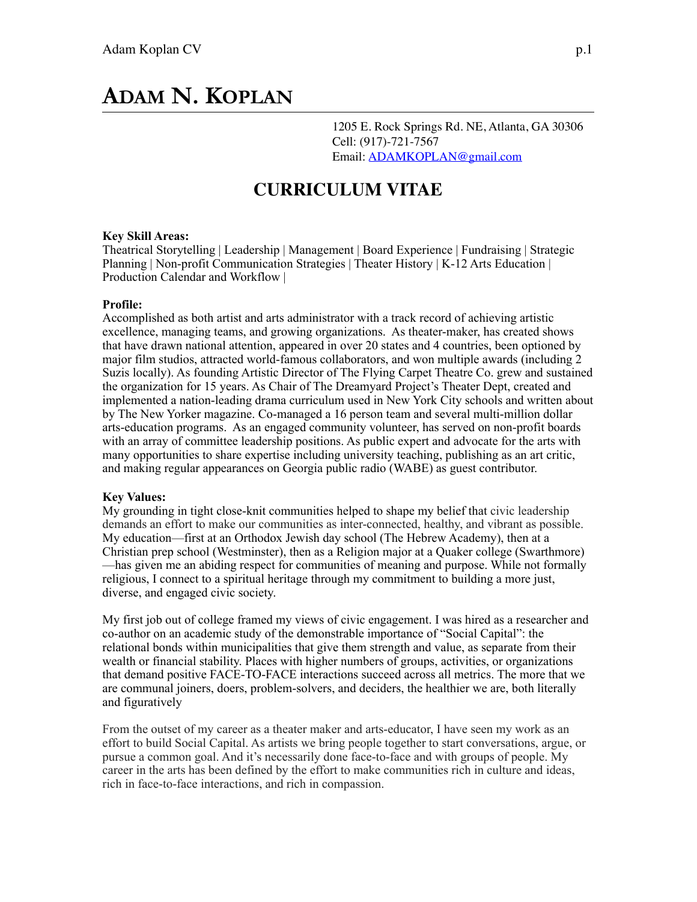# ADAM N. KOPLAN

1205 E. Rock Springs Rd. NE, Atlanta, GA 30306
Cell: (917)-721-7567
Email: ADAMKOPLAN@gmail.com

## CURRICULUM VITAE

**Key Skill Areas:**
Theatrical Storytelling | Leadership | Management | Board Experience | Fundraising | Strategic Planning | Non-profit Communication Strategies | Theater History | K-12 Arts Education | Production Calendar and Workflow |

**Profile:**
Accomplished as both artist and arts administrator with a track record of achieving artistic excellence, managing teams, and growing organizations. As theater-maker, has created shows that have drawn national attention, appeared in over 20 states and 4 countries, been optioned by major film studios, attracted world-famous collaborators, and won multiple awards (including 2 Suzis locally). As founding Artistic Director of The Flying Carpet Theatre Co. grew and sustained the organization for 15 years. As Chair of The Dreamyard Project's Theater Dept, created and implemented a nation-leading drama curriculum used in New York City schools and written about by The New Yorker magazine. Co-managed a 16 person team and several multi-million dollar arts-education programs. As an engaged community volunteer, has served on non-profit boards with an array of committee leadership positions. As public expert and advocate for the arts with many opportunities to share expertise including university teaching, publishing as an art critic, and making regular appearances on Georgia public radio (WABE) as guest contributor.

**Key Values:**
My grounding in tight close-knit communities helped to shape my belief that civic leadership demands an effort to make our communities as inter-connected, healthy, and vibrant as possible. My education—first at an Orthodox Jewish day school (The Hebrew Academy), then at a Christian prep school (Westminster), then as a Religion major at a Quaker college (Swarthmore)—has given me an abiding respect for communities of meaning and purpose. While not formally religious, I connect to a spiritual heritage through my commitment to building a more just, diverse, and engaged civic society.

My first job out of college framed my views of civic engagement. I was hired as a researcher and co-author on an academic study of the demonstrable importance of "Social Capital": the relational bonds within municipalities that give them strength and value, as separate from their wealth or financial stability. Places with higher numbers of groups, activities, or organizations that demand positive FACE-TO-FACE interactions succeed across all metrics. The more that we are communal joiners, doers, problem-solvers, and deciders, the healthier we are, both literally and figuratively

From the outset of my career as a theater maker and arts-educator, I have seen my work as an effort to build Social Capital. As artists we bring people together to start conversations, argue, or pursue a common goal. And it's necessarily done face-to-face and with groups of people. My career in the arts has been defined by the effort to make communities rich in culture and ideas, rich in face-to-face interactions, and rich in compassion.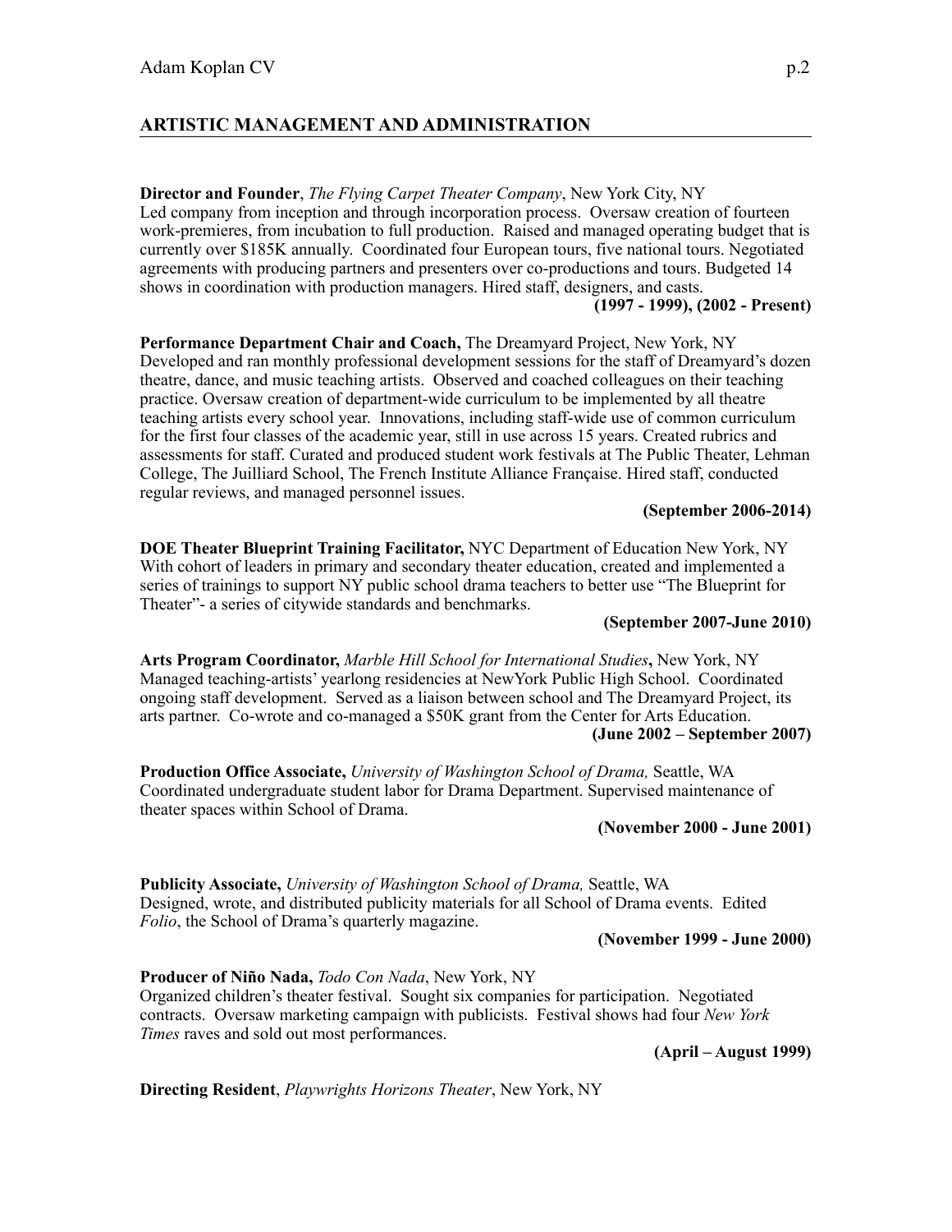## ARTISTIC MANAGEMENT AND ADMINISTRATION

**Director and Founder**, *The Flying Carpet Theater Company*, New York City, NY
Led company from inception and through incorporation process. Oversaw creation of fourteen work-premieres, from incubation to full production. Raised and managed operating budget that is currently over $185K annually. Coordinated four European tours, five national tours. Negotiated agreements with producing partners and presenters over co-productions and tours. Budgeted 14 shows in coordination with production managers. Hired staff, designers, and casts.
**(1997 - 1999), (2002 - Present)**

**Performance Department Chair and Coach,** The Dreamyard Project, New York, NY
Developed and ran monthly professional development sessions for the staff of Dreamyard's dozen theatre, dance, and music teaching artists. Observed and coached colleagues on their teaching practice. Oversaw creation of department-wide curriculum to be implemented by all theatre teaching artists every school year. Innovations, including staff-wide use of common curriculum for the first four classes of the academic year, still in use across 15 years. Created rubrics and assessments for staff. Curated and produced student work festivals at The Public Theater, Lehman College, The Juilliard School, The French Institute Alliance Française. Hired staff, conducted regular reviews, and managed personnel issues.
**(September 2006-2014)**

**DOE Theater Blueprint Training Facilitator,** NYC Department of Education New York, NY
With cohort of leaders in primary and secondary theater education, created and implemented a series of trainings to support NY public school drama teachers to better use "The Blueprint for Theater"- a series of citywide standards and benchmarks.
**(September 2007-June 2010)**

**Arts Program Coordinator,** *Marble Hill School for International Studies***,** New York, NY
Managed teaching-artists' yearlong residencies at NewYork Public High School. Coordinated ongoing staff development. Served as a liaison between school and The Dreamyard Project, its arts partner. Co-wrote and co-managed a $50K grant from the Center for Arts Education.
**(June 2002 – September 2007)**

**Production Office Associate,** *University of Washington School of Drama,* Seattle, WA
Coordinated undergraduate student labor for Drama Department. Supervised maintenance of theater spaces within School of Drama.
**(November 2000 - June 2001)**

**Publicity Associate,** *University of Washington School of Drama,* Seattle, WA
Designed, wrote, and distributed publicity materials for all School of Drama events. Edited *Folio*, the School of Drama's quarterly magazine.
**(November 1999 - June 2000)**

**Producer of Niño Nada,** *Todo Con Nada*, New York, NY
Organized children's theater festival. Sought six companies for participation. Negotiated contracts. Oversaw marketing campaign with publicists. Festival shows had four *New York Times* raves and sold out most performances.
**(April – August 1999)**

**Directing Resident**, *Playwrights Horizons Theater*, New York, NY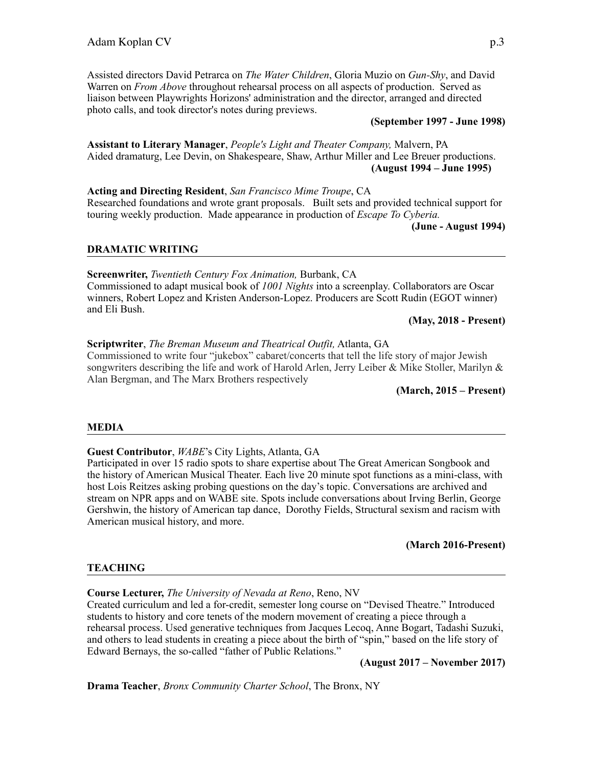Assisted directors David Petrarca on *The Water Children*, Gloria Muzio on *Gun-Shy*, and David Warren on *From Above* throughout rehearsal process on all aspects of production. Served as liaison between Playwrights Horizons' administration and the director, arranged and directed photo calls, and took director's notes during previews.

**(September 1997 - June 1998)**

**Assistant to Literary Manager**, *People's Light and Theater Company,* Malvern, PA
Aided dramaturg, Lee Devin, on Shakespeare, Shaw, Arthur Miller and Lee Breuer productions.

**(August 1994 – June 1995)**

**Acting and Directing Resident**, *San Francisco Mime Troupe*, CA
Researched foundations and wrote grant proposals. Built sets and provided technical support for touring weekly production. Made appearance in production of *Escape To Cyberia.*

**(June - August 1994)**

## DRAMATIC WRITING

**Screenwriter,** *Twentieth Century Fox Animation,* Burbank, CA
Commissioned to adapt musical book of *1001 Nights* into a screenplay. Collaborators are Oscar winners, Robert Lopez and Kristen Anderson-Lopez. Producers are Scott Rudin (EGOT winner) and Eli Bush.

**(May, 2018 - Present)**

**Scriptwriter**, *The Breman Museum and Theatrical Outfit,* Atlanta, GA
Commissioned to write four "jukebox" cabaret/concerts that tell the life story of major Jewish songwriters describing the life and work of Harold Arlen, Jerry Leiber & Mike Stoller, Marilyn & Alan Bergman, and The Marx Brothers respectively

**(March, 2015 – Present)**

## MEDIA

**Guest Contributor**, *WABE*'s City Lights, Atlanta, GA
Participated in over 15 radio spots to share expertise about The Great American Songbook and the history of American Musical Theater. Each live 20 minute spot functions as a mini-class, with host Lois Reitzes asking probing questions on the day's topic. Conversations are archived and stream on NPR apps and on WABE site. Spots include conversations about Irving Berlin, George Gershwin, the history of American tap dance, Dorothy Fields, Structural sexism and racism with American musical history, and more.

**(March 2016-Present)**

## TEACHING

**Course Lecturer,** *The University of Nevada at Reno*, Reno, NV
Created curriculum and led a for-credit, semester long course on "Devised Theatre." Introduced students to history and core tenets of the modern movement of creating a piece through a rehearsal process. Used generative techniques from Jacques Lecoq, Anne Bogart, Tadashi Suzuki, and others to lead students in creating a piece about the birth of "spin," based on the life story of Edward Bernays, the so-called "father of Public Relations."

**(August 2017 – November 2017)**

**Drama Teacher**, *Bronx Community Charter School*, The Bronx, NY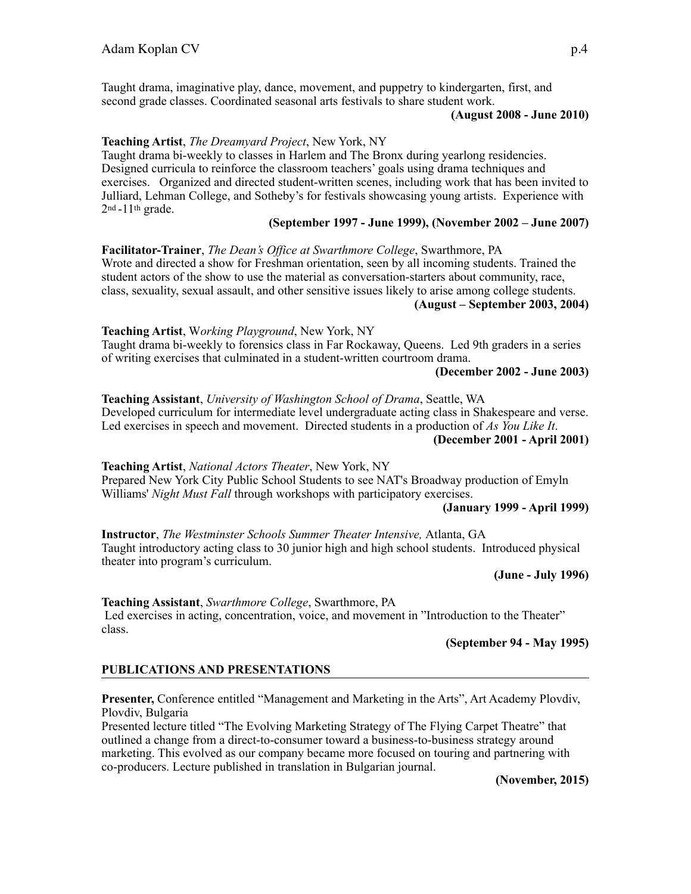Taught drama, imaginative play, dance, movement, and puppetry to kindergarten, first, and second grade classes. Coordinated seasonal arts festivals to share student work.

**(August 2008 - June 2010)**

**Teaching Artist**, *The Dreamyard Project*, New York, NY
Taught drama bi-weekly to classes in Harlem and The Bronx during yearlong residencies. Designed curricula to reinforce the classroom teachers' goals using drama techniques and exercises. Organized and directed student-written scenes, including work that has been invited to Julliard, Lehman College, and Sotheby's for festivals showcasing young artists. Experience with 2nd -11th grade.

**(September 1997 - June 1999), (November 2002 – June 2007)**

**Facilitator-Trainer**, *The Dean's Office at Swarthmore College*, Swarthmore, PA
Wrote and directed a show for Freshman orientation, seen by all incoming students. Trained the student actors of the show to use the material as conversation-starters about community, race, class, sexuality, sexual assault, and other sensitive issues likely to arise among college students.

**(August – September 2003, 2004)**

**Teaching Artist**, W*orking Playground*, New York, NY
Taught drama bi-weekly to forensics class in Far Rockaway, Queens. Led 9th graders in a series of writing exercises that culminated in a student-written courtroom drama.

**(December 2002 - June 2003)**

**Teaching Assistant**, *University of Washington School of Drama*, Seattle, WA
Developed curriculum for intermediate level undergraduate acting class in Shakespeare and verse. Led exercises in speech and movement. Directed students in a production of *As You Like It*.

**(December 2001 - April 2001)**

**Teaching Artist**, *National Actors Theater*, New York, NY
Prepared New York City Public School Students to see NAT's Broadway production of Emyln Williams' *Night Must Fall* through workshops with participatory exercises.

**(January 1999 - April 1999)**

**Instructor**, *The Westminster Schools Summer Theater Intensive,* Atlanta, GA
Taught introductory acting class to 30 junior high and high school students. Introduced physical theater into program's curriculum.

**(June - July 1996)**

**Teaching Assistant**, *Swarthmore College*, Swarthmore, PA
Led exercises in acting, concentration, voice, and movement in "Introduction to the Theater" class.

**(September 94 - May 1995)**

## PUBLICATIONS AND PRESENTATIONS

**Presenter,** Conference entitled "Management and Marketing in the Arts", Art Academy Plovdiv, Plovdiv, Bulgaria
Presented lecture titled "The Evolving Marketing Strategy of The Flying Carpet Theatre" that outlined a change from a direct-to-consumer toward a business-to-business strategy around marketing. This evolved as our company became more focused on touring and partnering with co-producers. Lecture published in translation in Bulgarian journal.

**(November, 2015)**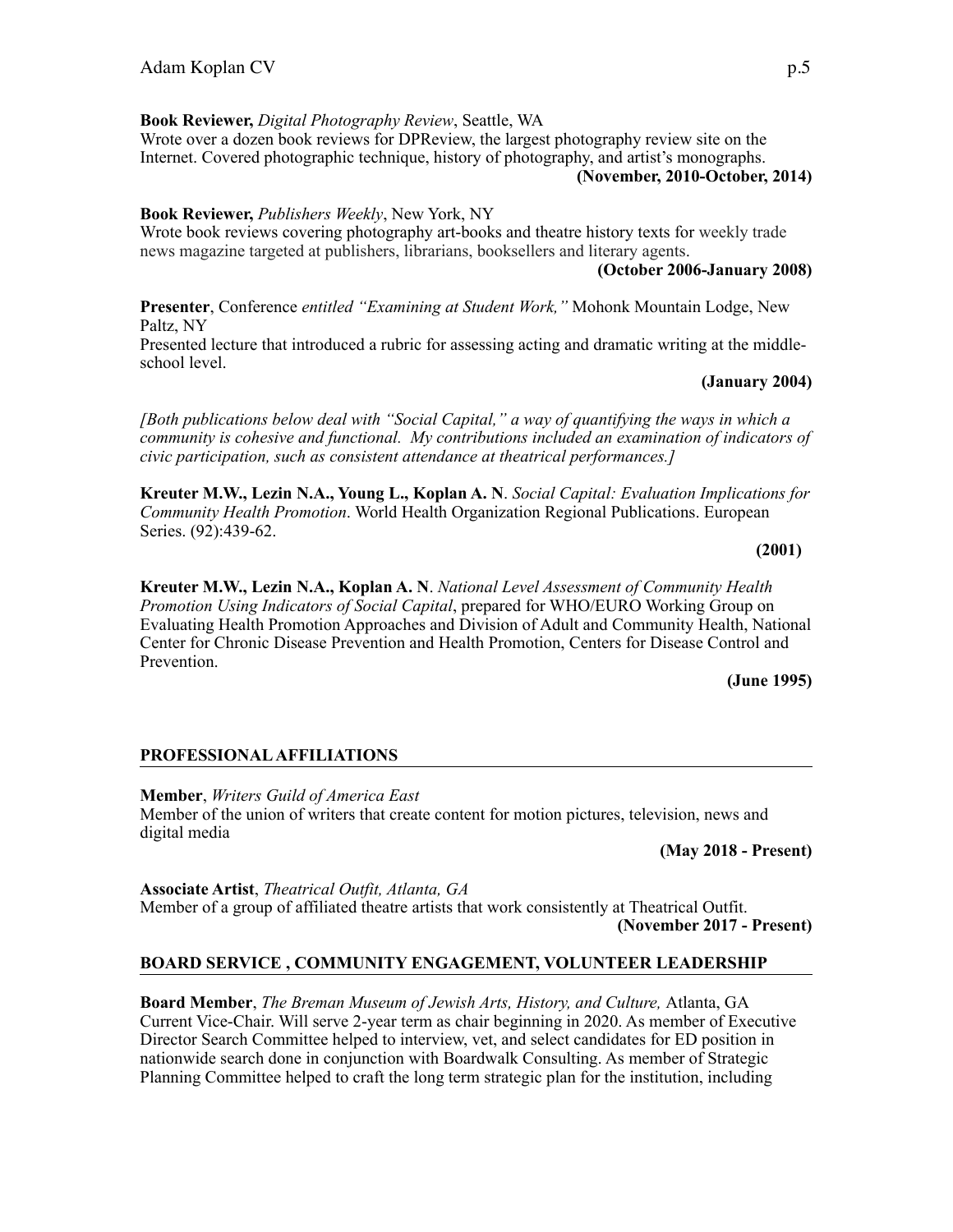**Book Reviewer,** *Digital Photography Review*, Seattle, WA
Wrote over a dozen book reviews for DPReview, the largest photography review site on the Internet. Covered photographic technique, history of photography, and artist's monographs.
**(November, 2010-October, 2014)**

**Book Reviewer,** *Publishers Weekly*, New York, NY
Wrote book reviews covering photography art-books and theatre history texts for weekly trade news magazine targeted at publishers, librarians, booksellers and literary agents.
**(October 2006-January 2008)**

**Presenter**, Conference *entitled "Examining at Student Work,"* Mohonk Mountain Lodge, New Paltz, NY
Presented lecture that introduced a rubric for assessing acting and dramatic writing at the middle-school level.
**(January 2004)**

*[Both publications below deal with "Social Capital," a way of quantifying the ways in which a community is cohesive and functional. My contributions included an examination of indicators of civic participation, such as consistent attendance at theatrical performances.]*

**Kreuter M.W., Lezin N.A., Young L., Koplan A. N**. *Social Capital: Evaluation Implications for Community Health Promotion*. World Health Organization Regional Publications. European Series. (92):439-62.
**(2001)**

**Kreuter M.W., Lezin N.A., Koplan A. N**. *National Level Assessment of Community Health Promotion Using Indicators of Social Capital*, prepared for WHO/EURO Working Group on Evaluating Health Promotion Approaches and Division of Adult and Community Health, National Center for Chronic Disease Prevention and Health Promotion, Centers for Disease Control and Prevention.
**(June 1995)**

## PROFESSIONAL AFFILIATIONS

**Member**, *Writers Guild of America East*
Member of the union of writers that create content for motion pictures, television, news and digital media
**(May 2018 - Present)**

**Associate Artist**, *Theatrical Outfit, Atlanta, GA*
Member of a group of affiliated theatre artists that work consistently at Theatrical Outfit.
**(November 2017 - Present)**

## BOARD SERVICE , COMMUNITY ENGAGEMENT, VOLUNTEER LEADERSHIP

**Board Member**, *The Breman Museum of Jewish Arts, History, and Culture,* Atlanta, GA
Current Vice-Chair. Will serve 2-year term as chair beginning in 2020. As member of Executive Director Search Committee helped to interview, vet, and select candidates for ED position in nationwide search done in conjunction with Boardwalk Consulting. As member of Strategic Planning Committee helped to craft the long term strategic plan for the institution, including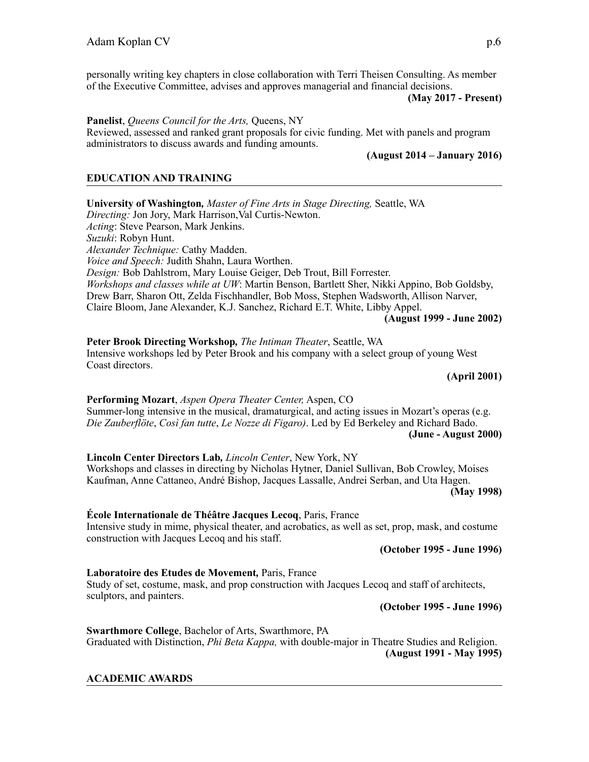personally writing key chapters in close collaboration with Terri Theisen Consulting. As member of the Executive Committee, advises and approves managerial and financial decisions.

**(May 2017 - Present)**

**Panelist**, *Queens Council for the Arts,* Queens, NY
Reviewed, assessed and ranked grant proposals for civic funding. Met with panels and program administrators to discuss awards and funding amounts.

**(August 2014 – January 2016)**

## EDUCATION AND TRAINING

**University of Washington,** *Master of Fine Arts in Stage Directing,* Seattle, WA
*Directing:* Jon Jory, Mark Harrison,Val Curtis-Newton.
*Acting*: Steve Pearson, Mark Jenkins.
*Suzuki*: Robyn Hunt.
*Alexander Technique:* Cathy Madden.
*Voice and Speech:* Judith Shahn, Laura Worthen.
*Design:* Bob Dahlstrom, Mary Louise Geiger, Deb Trout, Bill Forrester.
*Workshops and classes while at UW*: Martin Benson, Bartlett Sher, Nikki Appino, Bob Goldsby, Drew Barr, Sharon Ott, Zelda Fischhandler, Bob Moss, Stephen Wadsworth, Allison Narver, Claire Bloom, Jane Alexander, K.J. Sanchez, Richard E.T. White, Libby Appel.

**(August 1999 - June 2002)**

**Peter Brook Directing Workshop,** *The Intiman Theater*, Seattle, WA
Intensive workshops led by Peter Brook and his company with a select group of young West Coast directors.

**(April 2001)**

**Performing Mozart**, *Aspen Opera Theater Center,* Aspen, CO
Summer-long intensive in the musical, dramaturgical, and acting issues in Mozart's operas (e.g. *Die Zauberflöte*, *Cosi fan tutte*, *Le Nozze di Figaro)*. Led by Ed Berkeley and Richard Bado.

**(June - August 2000)**

**Lincoln Center Directors Lab,** *Lincoln Center*, New York, NY
Workshops and classes in directing by Nicholas Hytner, Daniel Sullivan, Bob Crowley, Moises Kaufman, Anne Cattaneo, André Bishop, Jacques Lassalle, Andrei Serban, and Uta Hagen.

**(May 1998)**

**École Internationale de Théâtre Jacques Lecoq**, Paris, France
Intensive study in mime, physical theater, and acrobatics, as well as set, prop, mask, and costume construction with Jacques Lecoq and his staff.

**(October 1995 - June 1996)**

**Laboratoire des Etudes de Movement,** Paris, France
Study of set, costume, mask, and prop construction with Jacques Lecoq and staff of architects, sculptors, and painters.

**(October 1995 - June 1996)**

**Swarthmore College**, Bachelor of Arts, Swarthmore, PA
Graduated with Distinction, *Phi Beta Kappa,* with double-major in Theatre Studies and Religion.

**(August 1991 - May 1995)**

## ACADEMIC AWARDS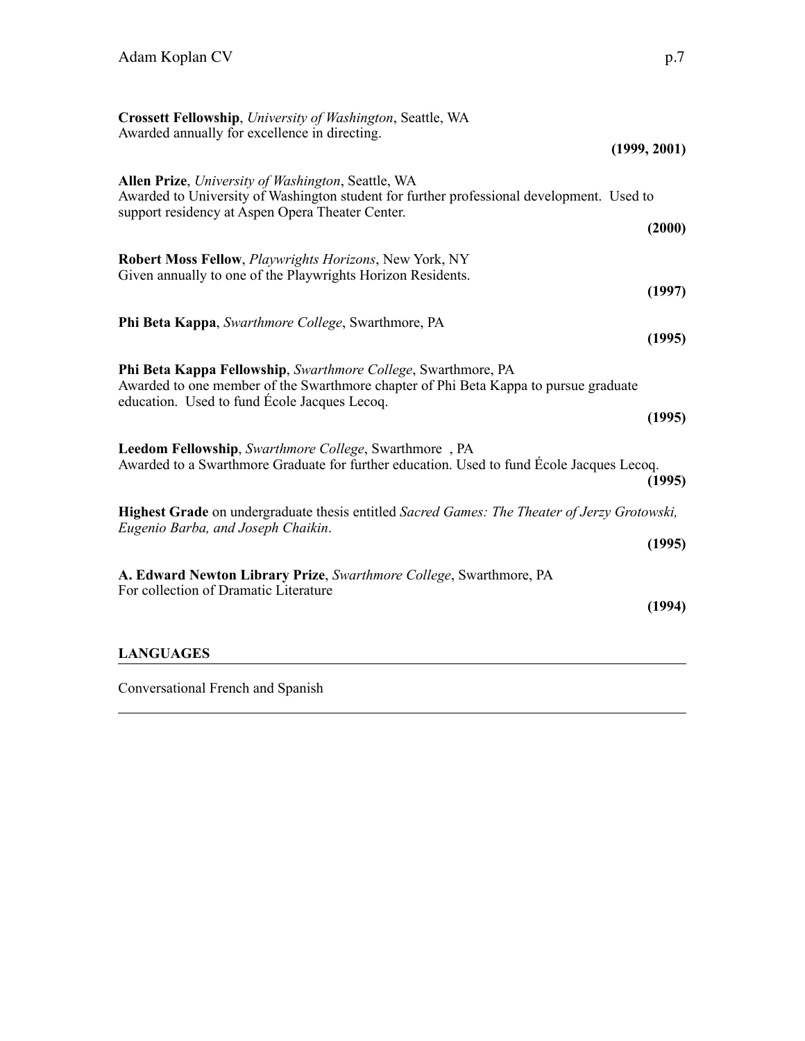**Crossett Fellowship**, *University of Washington*, Seattle, WA
Awarded annually for excellence in directing.
**(1999, 2001)**

**Allen Prize**, *University of Washington*, Seattle, WA
Awarded to University of Washington student for further professional development. Used to support residency at Aspen Opera Theater Center.
**(2000)**

**Robert Moss Fellow**, *Playwrights Horizons*, New York, NY
Given annually to one of the Playwrights Horizon Residents.
**(1997)**

**Phi Beta Kappa**, *Swarthmore College*, Swarthmore, PA
**(1995)**

**Phi Beta Kappa Fellowship**, *Swarthmore College*, Swarthmore, PA
Awarded to one member of the Swarthmore chapter of Phi Beta Kappa to pursue graduate education. Used to fund École Jacques Lecoq.
**(1995)**

**Leedom Fellowship**, *Swarthmore College*, Swarthmore , PA
Awarded to a Swarthmore Graduate for further education. Used to fund École Jacques Lecoq.
**(1995)**

**Highest Grade** on undergraduate thesis entitled *Sacred Games: The Theater of Jerzy Grotowski, Eugenio Barba, and Joseph Chaikin*.
**(1995)**

**A. Edward Newton Library Prize**, *Swarthmore College*, Swarthmore, PA
For collection of Dramatic Literature
**(1994)**

## LANGUAGES

Conversational French and Spanish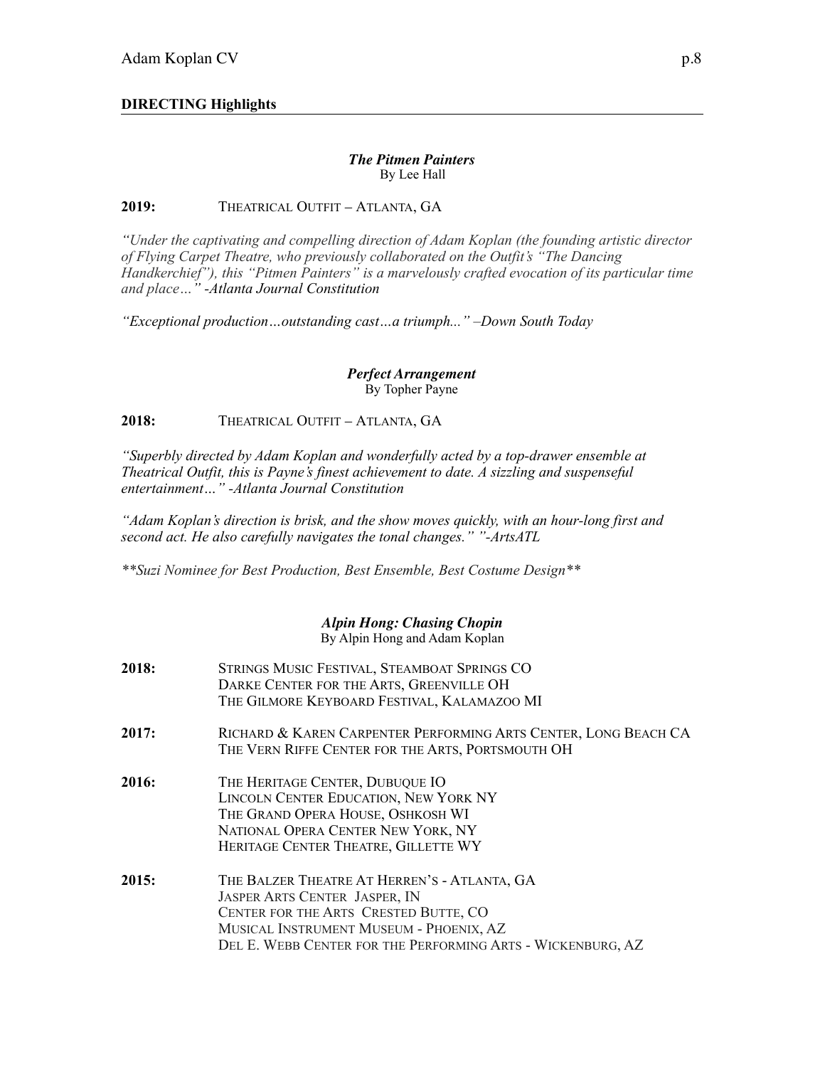## DIRECTING Highlights

***The Pitmen Painters***
By Lee Hall

**2019:** THEATRICAL OUTFIT – ATLANTA, GA

*"Under the captivating and compelling direction of Adam Koplan (the founding artistic director of Flying Carpet Theatre, who previously collaborated on the Outfit's "The Dancing Handkerchief"), this "Pitmen Painters" is a marvelously crafted evocation of its particular time and place…" -Atlanta Journal Constitution*

*"Exceptional production…outstanding cast…a triumph..." –Down South Today*

***Perfect Arrangement***
By Topher Payne

**2018:** THEATRICAL OUTFIT – ATLANTA, GA

*"Superbly directed by Adam Koplan and wonderfully acted by a top-drawer ensemble at Theatrical Outfit, this is Payne's finest achievement to date. A sizzling and suspenseful entertainment…" -Atlanta Journal Constitution*

*"Adam Koplan's direction is brisk, and the show moves quickly, with an hour-long first and second act. He also carefully navigates the tonal changes." "-ArtsATL*

*\*\*Suzi Nominee for Best Production, Best Ensemble, Best Costume Design\*\**

***Alpin Hong: Chasing Chopin***
By Alpin Hong and Adam Koplan

**2018:**
STRINGS MUSIC FESTIVAL, STEAMBOAT SPRINGS CO
DARKE CENTER FOR THE ARTS, GREENVILLE OH
THE GILMORE KEYBOARD FESTIVAL, KALAMAZOO MI

**2017:**
RICHARD & KAREN CARPENTER PERFORMING ARTS CENTER, LONG BEACH CA
THE VERN RIFFE CENTER FOR THE ARTS, PORTSMOUTH OH

**2016:**
THE HERITAGE CENTER, DUBUQUE IO
LINCOLN CENTER EDUCATION, NEW YORK NY
THE GRAND OPERA HOUSE, OSHKOSH WI
NATIONAL OPERA CENTER NEW YORK, NY
HERITAGE CENTER THEATRE, GILLETTE WY

**2015:**
THE BALZER THEATRE AT HERREN'S - ATLANTA, GA
JASPER ARTS CENTER JASPER, IN
CENTER FOR THE ARTS CRESTED BUTTE, CO
MUSICAL INSTRUMENT MUSEUM - PHOENIX, AZ
DEL E. WEBB CENTER FOR THE PERFORMING ARTS - WICKENBURG, AZ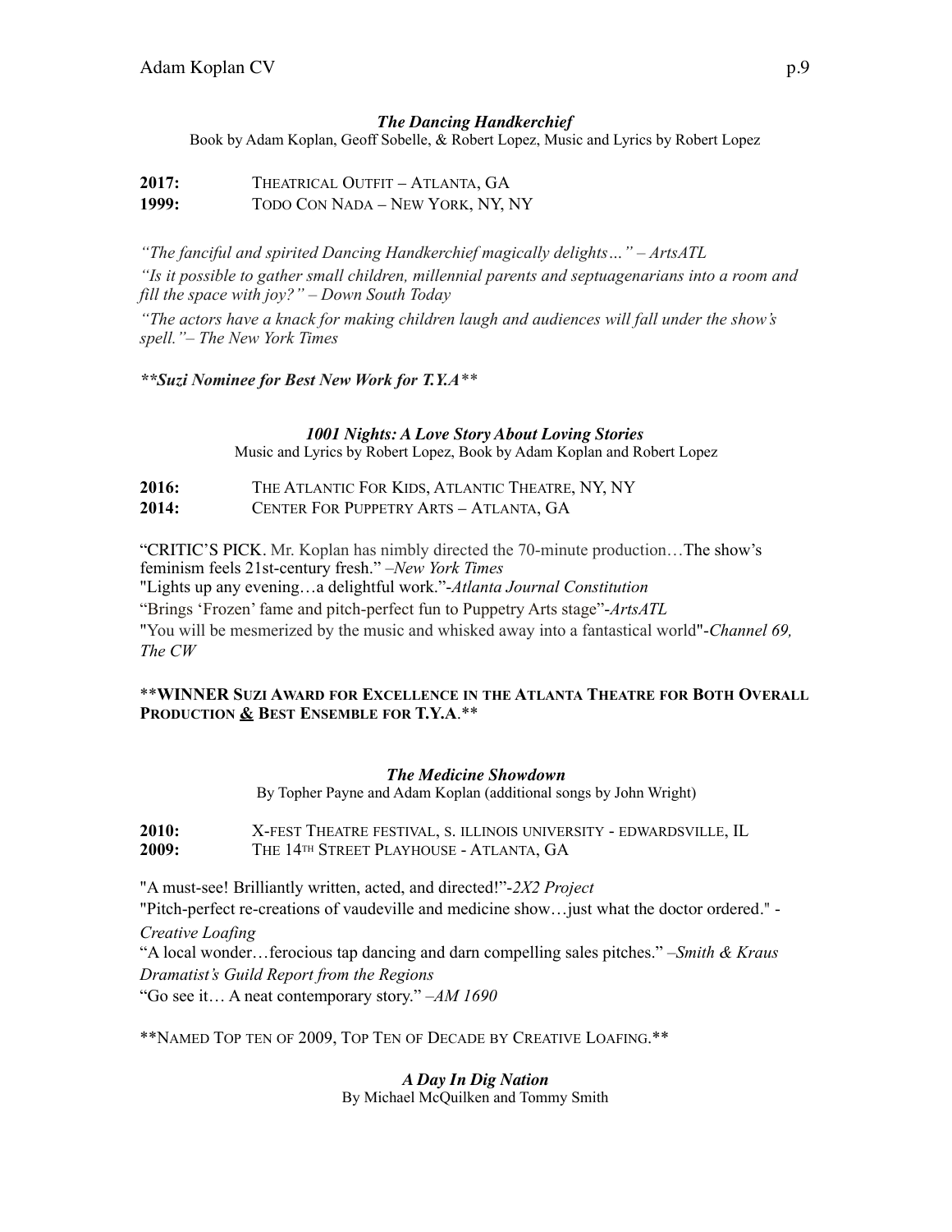### *The Dancing Handkerchief*

Book by Adam Koplan, Geoff Sobelle, & Robert Lopez, Music and Lyrics by Robert Lopez

**2017:** THEATRICAL OUTFIT – ATLANTA, GA
**1999:** TODO CON NADA – NEW YORK, NY, NY

*"The fanciful and spirited Dancing Handkerchief magically delights…" – ArtsATL*

*"Is it possible to gather small children, millennial parents and septuagenarians into a room and fill the space with joy?" – Down South Today*

*"The actors have a knack for making children laugh and audiences will fall under the show's spell."– The New York Times*

***\*\*Suzi Nominee for Best New Work for T.Y.A\*\****

### *1001 Nights: A Love Story About Loving Stories*

Music and Lyrics by Robert Lopez, Book by Adam Koplan and Robert Lopez

**2016:** THE ATLANTIC FOR KIDS, ATLANTIC THEATRE, NY, NY
**2014:** CENTER FOR PUPPETRY ARTS – ATLANTA, GA

"CRITIC'S PICK. Mr. Koplan has nimbly directed the 70-minute production…The show's feminism feels 21st-century fresh." –*New York Times*

"Lights up any evening…a delightful work."-*Atlanta Journal Constitution*

"Brings 'Frozen' fame and pitch-perfect fun to Puppetry Arts stage"-*ArtsATL*

"You will be mesmerized by the music and whisked away into a fantastical world"-*Channel 69, The CW*

\*\***WINNER SUZI AWARD FOR EXCELLENCE IN THE ATLANTA THEATRE FOR BOTH OVERALL PRODUCTION & BEST ENSEMBLE FOR T.Y.A**.\*\*

### *The Medicine Showdown*

By Topher Payne and Adam Koplan (additional songs by John Wright)

**2010:** X-FEST THEATRE FESTIVAL, S. ILLINOIS UNIVERSITY - EDWARDSVILLE, IL
**2009:** THE 14TH STREET PLAYHOUSE - ATLANTA, GA

"A must-see! Brilliantly written, acted, and directed!"-*2X2 Project*

"Pitch-perfect re-creations of vaudeville and medicine show…just what the doctor ordered." -*Creative Loafing*

"A local wonder…ferocious tap dancing and darn compelling sales pitches." –*Smith & Kraus Dramatist's Guild Report from the Regions*

"Go see it… A neat contemporary story." –*AM 1690*

\*\*NAMED TOP TEN OF 2009, TOP TEN OF DECADE BY CREATIVE LOAFING.\*\*

### *A Day In Dig Nation*

By Michael McQuilken and Tommy Smith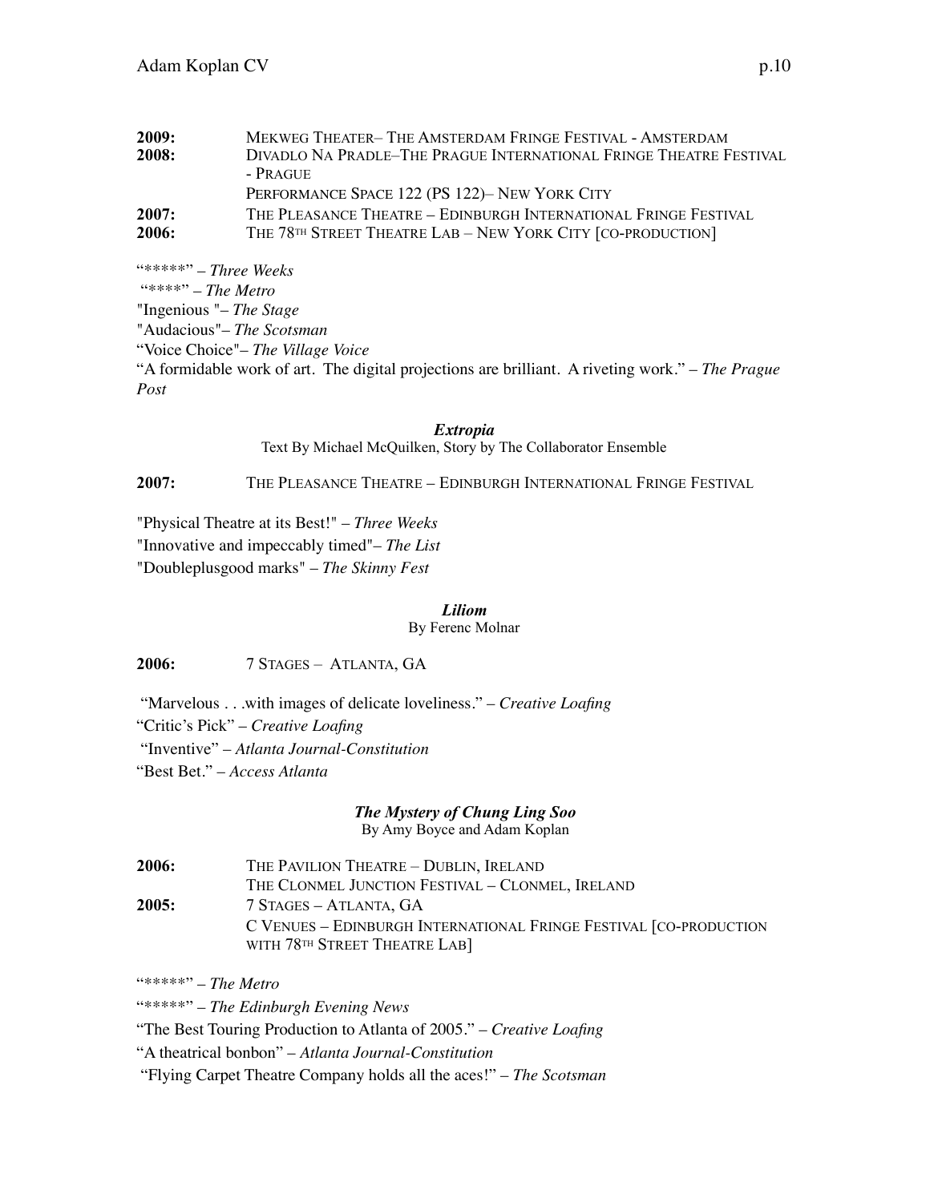**2009:** MEKWEG THEATER– THE AMSTERDAM FRINGE FESTIVAL - AMSTERDAM
**2008:** DIVADLO NA PRADLE–THE PRAGUE INTERNATIONAL FRINGE THEATRE FESTIVAL - PRAGUE
PERFORMANCE SPACE 122 (PS 122)– NEW YORK CITY
**2007:** THE PLEASANCE THEATRE – EDINBURGH INTERNATIONAL FRINGE FESTIVAL
**2006:** THE 78TH STREET THEATRE LAB – NEW YORK CITY [CO-PRODUCTION]

"*****" – *Three Weeks*
"****" – *The Metro*
"Ingenious "– *The Stage*
"Audacious"– *The Scotsman*
"Voice Choice"– *The Village Voice*
"A formidable work of art. The digital projections are brilliant. A riveting work." – *The Prague Post*

***Extropia***
Text By Michael McQuilken, Story by The Collaborator Ensemble

**2007:** THE PLEASANCE THEATRE – EDINBURGH INTERNATIONAL FRINGE FESTIVAL

"Physical Theatre at its Best!" – *Three Weeks*
"Innovative and impeccably timed"– *The List*
"Doubleplusgood marks" – *The Skinny Fest*

***Liliom***
By Ferenc Molnar

**2006:** 7 STAGES – ATLANTA, GA

"Marvelous . . .with images of delicate loveliness." – *Creative Loafing*
"Critic's Pick" – *Creative Loafing*
"Inventive" – *Atlanta Journal-Constitution*
"Best Bet." – *Access Atlanta*

***The Mystery of Chung Ling Soo***
By Amy Boyce and Adam Koplan

**2006:** THE PAVILION THEATRE – DUBLIN, IRELAND
THE CLONMEL JUNCTION FESTIVAL – CLONMEL, IRELAND
**2005:** 7 STAGES – ATLANTA, GA
C VENUES – EDINBURGH INTERNATIONAL FRINGE FESTIVAL [CO-PRODUCTION WITH 78TH STREET THEATRE LAB]

"*****" – *The Metro*
"*****" – *The Edinburgh Evening News*
"The Best Touring Production to Atlanta of 2005." – *Creative Loafing*
"A theatrical bonbon" – *Atlanta Journal-Constitution*
"Flying Carpet Theatre Company holds all the aces!" – *The Scotsman*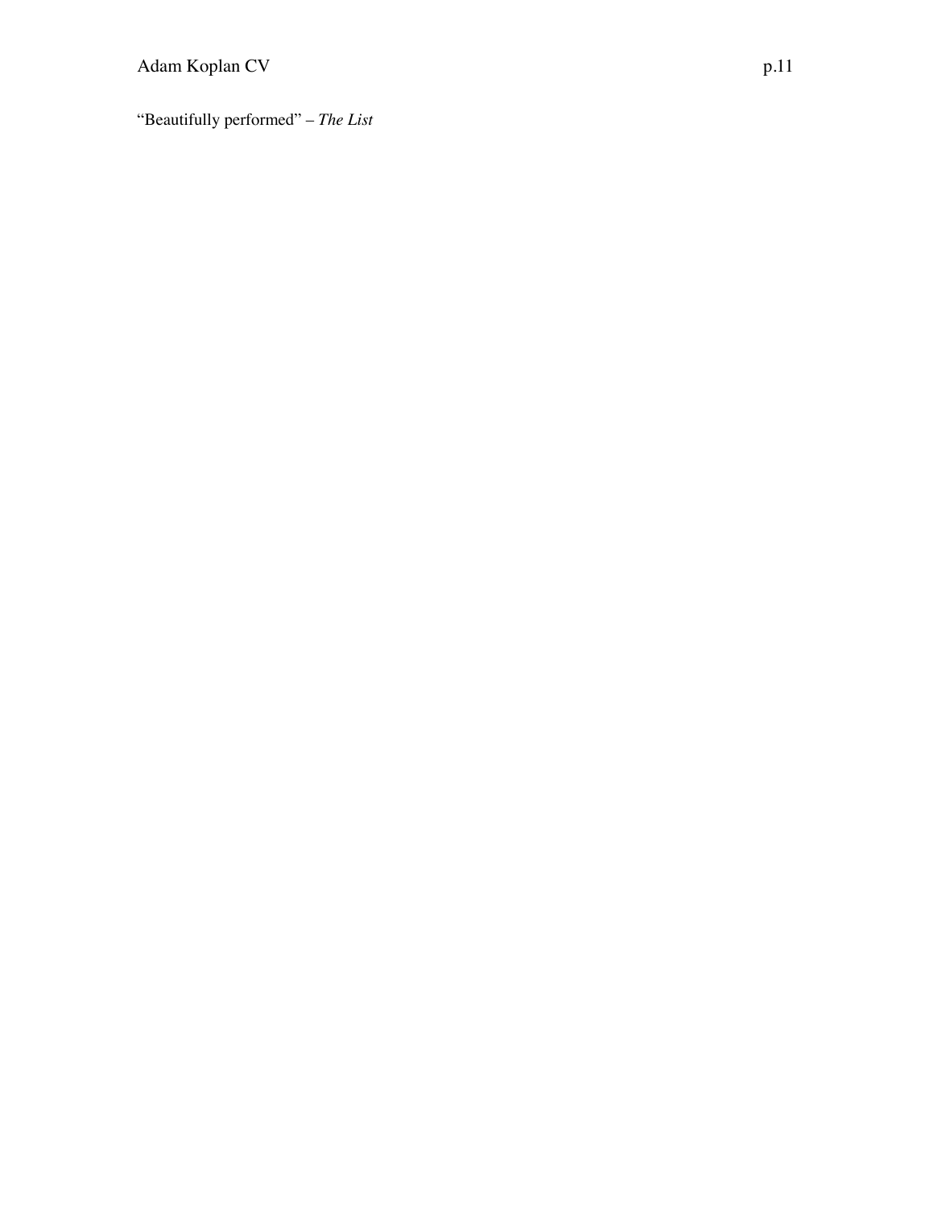"Beautifully performed" – *The List*